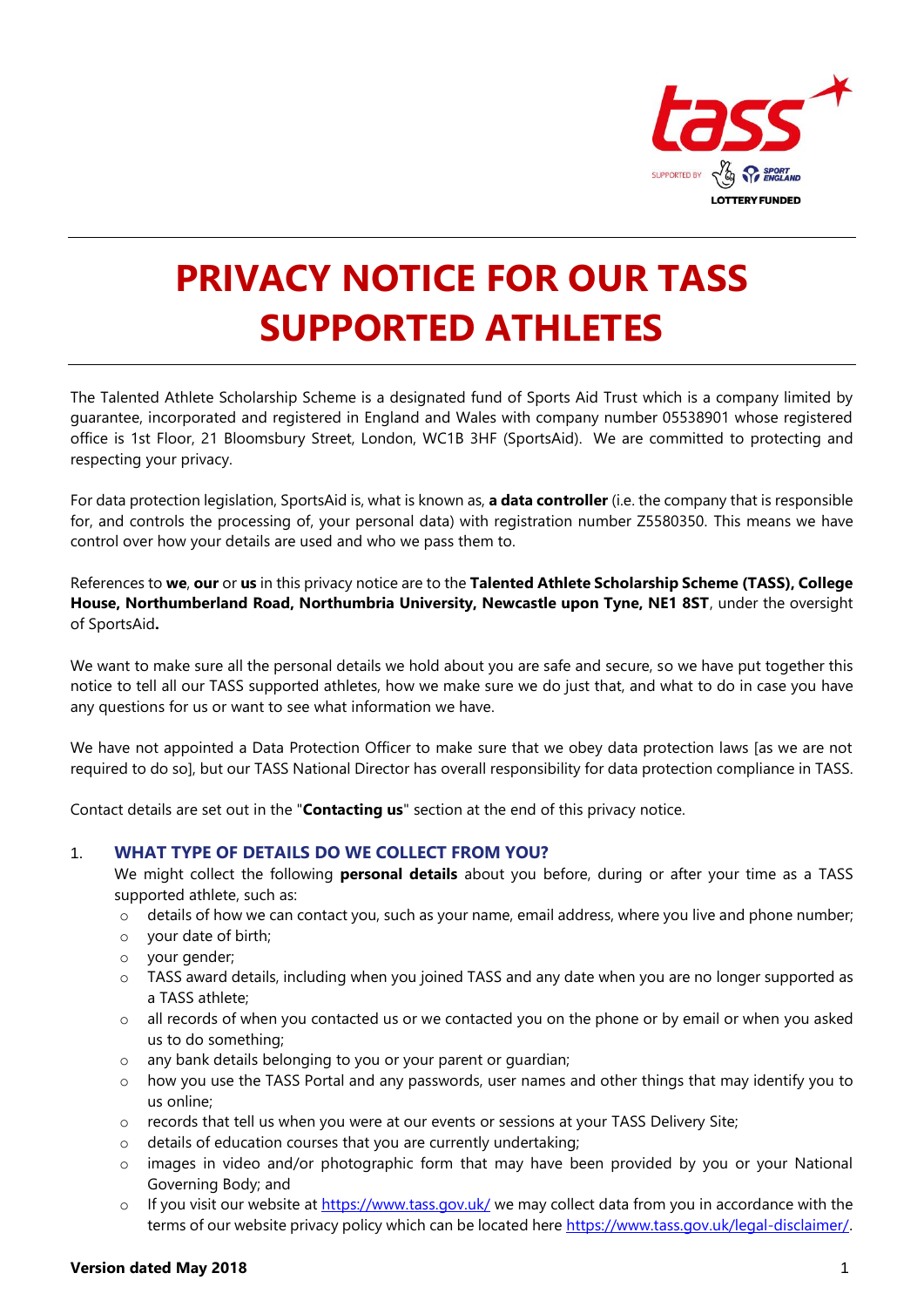# PRIVACY NOTICE FOR OUR TASS SUPPORTED ATHLETES

The Talented Athlete Scholarship Scheme is a designated fund of Sports Aid Trust which is a company limited by guarantee, incorporated and registered in England and Wales with company number 05538901 whose registered office is 1st Floor, 21 Bloomsbury Street, London, WC1B 3HF (SportsAid). We are committed to protecting and respecting your privacy.

For data protection legislation, SportsAid is, what is known as, **a data controller** (i.e. the company that is responsible for, and controls the processing of, your personal data) with registration number Z5580350. This means we have control over how your details are used and who we pass them to.

References to **we**, **our** or **us** in this privacy notice are to the **Talented Athlete Scholarship Scheme (TASS), College House, Northumberland Road, Northumbria University, Newcastle upon Tyne, NE1 8ST**, under the oversight of SportsAid**.**

We want to make sure all the personal details we hold about you are safe and secure, so we have put together this notice to tell all our TASS supported athletes, how we make sure we do just that, and what to do in case you have any questions for us or want to see what information we have.

We have not appointed a Data Protection Officer to make sure that we obey data protection laws [as we are not required to do so], but our TASS National Director has overall responsibility for data protection compliance in TASS.

Contact details are set out in the "**Contacting us**" section at the end of this privacy notice.

## 1. WHAT TYPE OF DETAILS DO WE COLLECT FROM YOU?

We might collect the following **personal details** about you before, during or after your time as a TASS supported athlete, such as:

- details of how we can contact you, such as your name, email address, where you live and phone number;
- your date of birth;
- your gender;
- TASS award details, including when you joined TASS and any date when you are no longer supported as a TASS athlete;
- all records of when you contacted us or we contacted you on the phone or by email or when you asked us to do something;
- any bank details belonging to you or your parent or guardian;
- how you use the TASS Portal and any passwords, user names and other things that may identify you to us online;
- records that tell us when you were at our events or sessions at your TASS Delivery Site;
- details of education courses that you are currently undertaking;
- images in video and/or photographic form that may have been provided by you or your National Governing Body; and
- If you visit our website at https://www.tass.gov.uk/ we may collect data from you in accordance with the terms of our website privacy policy which can be located here https://www.tass.gov.uk/legal-disclaimer/.

**Version dated May 2018**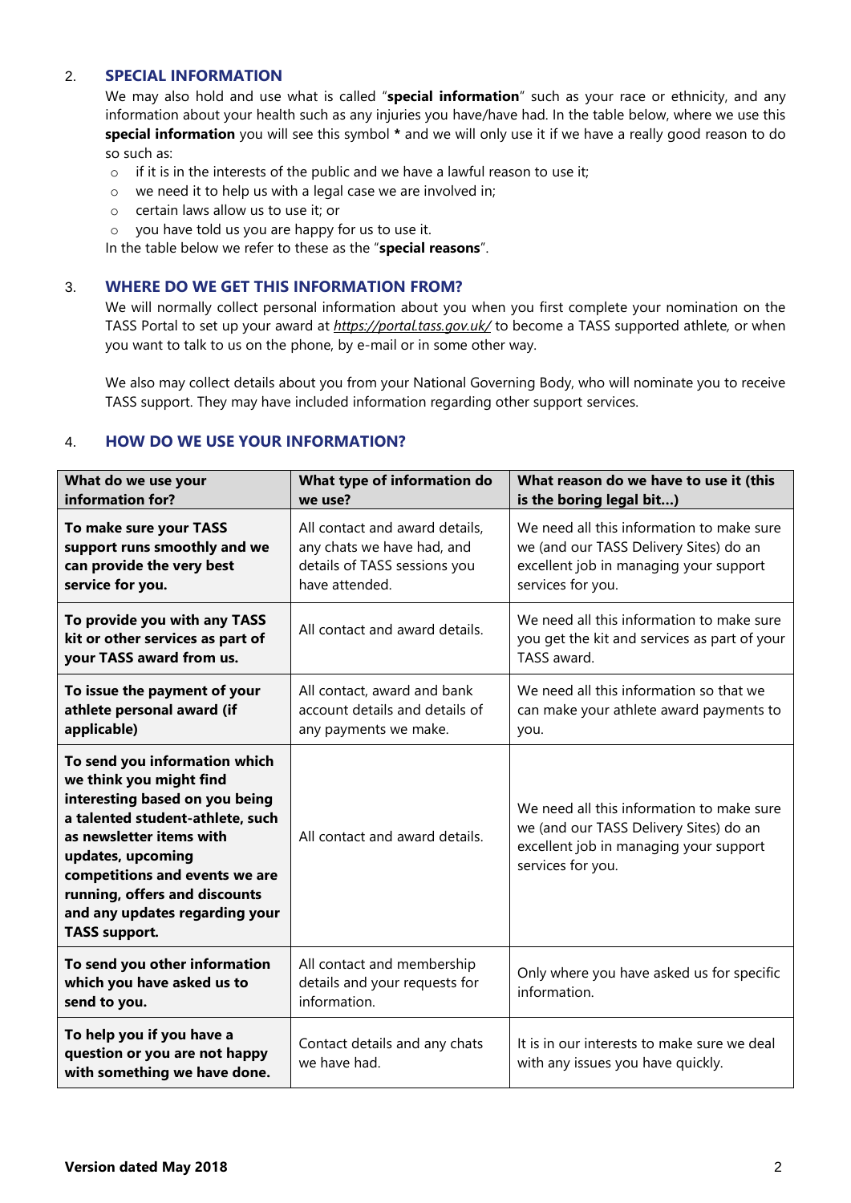## 2. SPECIAL INFORMATION

We may also hold and use what is called "**special information**" such as your race or ethnicity, and any information about your health such as any injuries you have/have had. In the table below, where we use this **special information** you will see this symbol **\*** and we will only use it if we have a really good reason to do so such as:

- if it is in the interests of the public and we have a lawful reason to use it;
- we need it to help us with a legal case we are involved in;
- certain laws allow us to use it; or
- you have told us you are happy for us to use it.

In the table below we refer to these as the "**special reasons**".

## 3. WHERE DO WE GET THIS INFORMATION FROM?

We will normally collect personal information about you when you first complete your nomination on the TASS Portal to set up your award at *https://portal.tass.gov.uk/* to become a TASS supported athlete, or when you want to talk to us on the phone, by e-mail or in some other way.

We also may collect details about you from your National Governing Body, who will nominate you to receive TASS support. They may have included information regarding other support services.

## 4. HOW DO WE USE YOUR INFORMATION?

| What do we use your information for? | What type of information do we use? | What reason do we have to use it (this is the boring legal bit…) |
|---|---|---|
| **To make sure your TASS support runs smoothly and we can provide the very best service for you.** | All contact and award details, any chats we have had, and details of TASS sessions you have attended. | We need all this information to make sure we (and our TASS Delivery Sites) do an excellent job in managing your support services for you. |
| **To provide you with any TASS kit or other services as part of your TASS award from us.** | All contact and award details. | We need all this information to make sure you get the kit and services as part of your TASS award. |
| **To issue the payment of your athlete personal award (if applicable)** | All contact, award and bank account details and details of any payments we make. | We need all this information so that we can make your athlete award payments to you. |
| **To send you information which we think you might find interesting based on you being a talented student-athlete, such as newsletter items with updates, upcoming competitions and events we are running, offers and discounts and any updates regarding your TASS support.** | All contact and award details. | We need all this information to make sure we (and our TASS Delivery Sites) do an excellent job in managing your support services for you. |
| **To send you other information which you have asked us to send to you.** | All contact and membership details and your requests for information. | Only where you have asked us for specific information. |
| **To help you if you have a question or you are not happy with something we have done.** | Contact details and any chats we have had. | It is in our interests to make sure we deal with any issues you have quickly. |

**Version dated May 2018**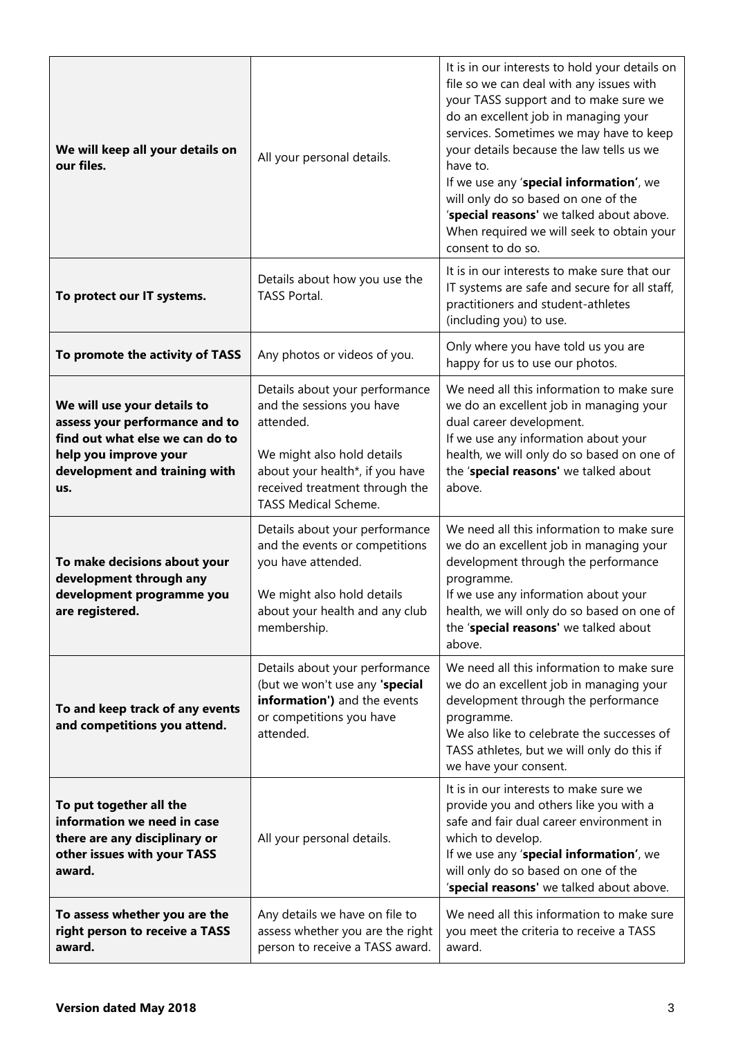| | | |
|---|---|---|
| **We will keep all your details on our files.** | All your personal details. | It is in our interests to hold your details on file so we can deal with any issues with your TASS support and to make sure we do an excellent job in managing your services. Sometimes we may have to keep your details because the law tells us we have to.<br>If we use any '**special information'**, we will only do so based on one of the '**special reasons'** we talked about above. When required we will seek to obtain your consent to do so. |
| **To protect our IT systems.** | Details about how you use the TASS Portal. | It is in our interests to make sure that our IT systems are safe and secure for all staff, practitioners and student-athletes (including you) to use. |
| **To promote the activity of TASS** | Any photos or videos of you. | Only where you have told us you are happy for us to use our photos. |
| **We will use your details to assess your performance and to find out what else we can do to help you improve your development and training with us.** | Details about your performance and the sessions you have attended.<br><br>We might also hold details about your health*, if you have received treatment through the TASS Medical Scheme. | We need all this information to make sure we do an excellent job in managing your dual career development.<br>If we use any information about your health, we will only do so based on one of the '**special reasons'** we talked about above. |
| **To make decisions about your development through any development programme you are registered.** | Details about your performance and the events or competitions you have attended.<br><br>We might also hold details about your health and any club membership. | We need all this information to make sure we do an excellent job in managing your development through the performance programme.<br>If we use any information about your health, we will only do so based on one of the '**special reasons'** we talked about above. |
| **To and keep track of any events and competitions you attend.** | Details about your performance (but we won't use any **'special information')** and the events or competitions you have attended. | We need all this information to make sure we do an excellent job in managing your development through the performance programme.<br>We also like to celebrate the successes of TASS athletes, but we will only do this if we have your consent. |
| **To put together all the information we need in case there are any disciplinary or other issues with your TASS award.** | All your personal details. | It is in our interests to make sure we provide you and others like you with a safe and fair dual career environment in which to develop.<br>If we use any '**special information'**, we will only do so based on one of the '**special reasons'** we talked about above. |
| **To assess whether you are the right person to receive a TASS award.** | Any details we have on file to assess whether you are the right person to receive a TASS award. | We need all this information to make sure you meet the criteria to receive a TASS award. |

**Version dated May 2018**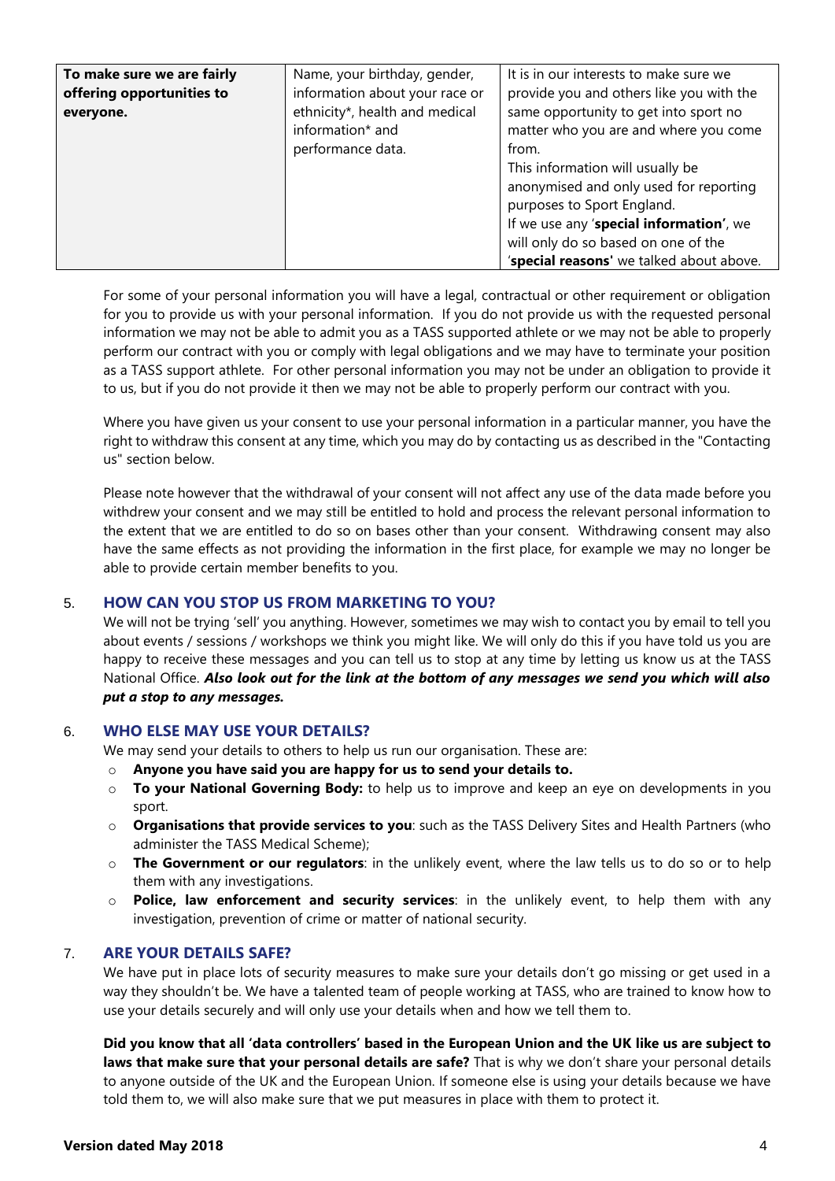| To make sure we are fairly offering opportunities to everyone. | Name, your birthday, gender, information about your race or ethnicity*, health and medical information* and performance data. | It is in our interests to make sure we provide you and others like you with the same opportunity to get into sport no matter who you are and where you come from. This information will usually be anonymised and only used for reporting purposes to Sport England. If we use any '**special information'**, we will only do so based on one of the '**special reasons'** we talked about above. |
|---|---|---|

For some of your personal information you will have a legal, contractual or other requirement or obligation for you to provide us with your personal information. If you do not provide us with the requested personal information we may not be able to admit you as a TASS supported athlete or we may not be able to properly perform our contract with you or comply with legal obligations and we may have to terminate your position as a TASS support athlete. For other personal information you may not be under an obligation to provide it to us, but if you do not provide it then we may not be able to properly perform our contract with you.

Where you have given us your consent to use your personal information in a particular manner, you have the right to withdraw this consent at any time, which you may do by contacting us as described in the "Contacting us" section below.

Please note however that the withdrawal of your consent will not affect any use of the data made before you withdrew your consent and we may still be entitled to hold and process the relevant personal information to the extent that we are entitled to do so on bases other than your consent. Withdrawing consent may also have the same effects as not providing the information in the first place, for example we may no longer be able to provide certain member benefits to you.

## 5. HOW CAN YOU STOP US FROM MARKETING TO YOU?

We will not be trying 'sell' you anything. However, sometimes we may wish to contact you by email to tell you about events / sessions / workshops we think you might like. We will only do this if you have told us you are happy to receive these messages and you can tell us to stop at any time by letting us know us at the TASS National Office. ***Also look out for the link at the bottom of any messages we send you which will also put a stop to any messages.***

## 6. WHO ELSE MAY USE YOUR DETAILS?

We may send your details to others to help us run our organisation. These are:

- **Anyone you have said you are happy for us to send your details to.**
- **To your National Governing Body:** to help us to improve and keep an eye on developments in you sport.
- **Organisations that provide services to you**: such as the TASS Delivery Sites and Health Partners (who administer the TASS Medical Scheme);
- **The Government or our regulators**: in the unlikely event, where the law tells us to do so or to help them with any investigations.
- **Police, law enforcement and security services**: in the unlikely event, to help them with any investigation, prevention of crime or matter of national security.

## 7. ARE YOUR DETAILS SAFE?

We have put in place lots of security measures to make sure your details don't go missing or get used in a way they shouldn't be. We have a talented team of people working at TASS, who are trained to know how to use your details securely and will only use your details when and how we tell them to.

**Did you know that all 'data controllers' based in the European Union and the UK like us are subject to laws that make sure that your personal details are safe?** That is why we don't share your personal details to anyone outside of the UK and the European Union. If someone else is using your details because we have told them to, we will also make sure that we put measures in place with them to protect it.

**Version dated May 2018**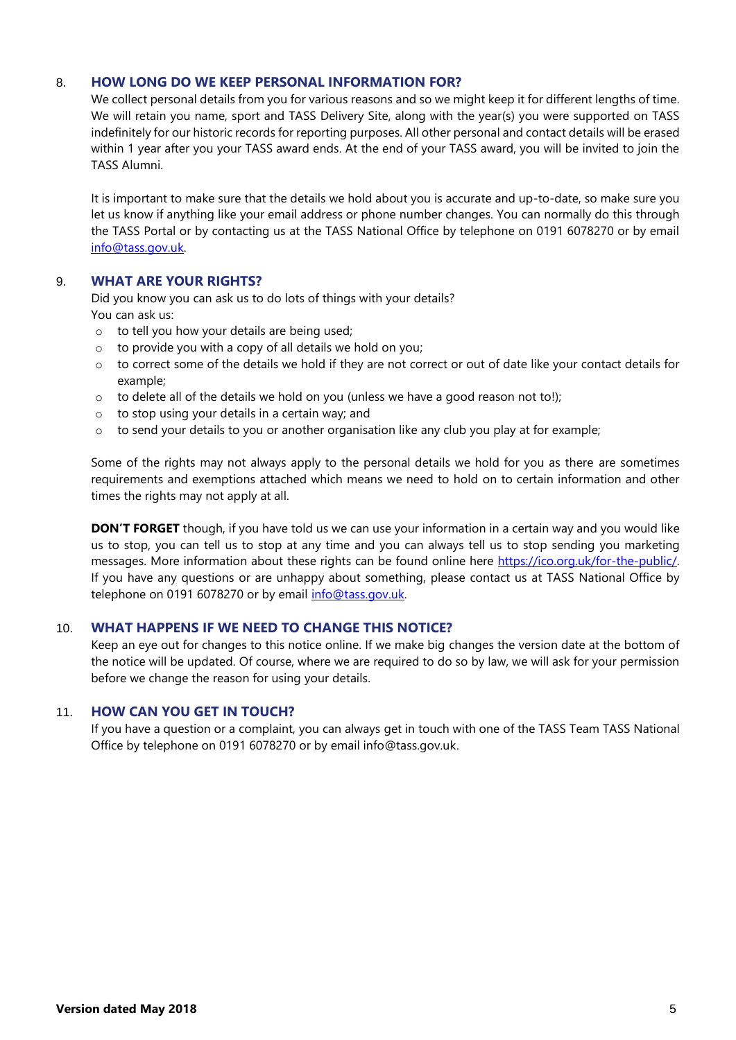## 8. HOW LONG DO WE KEEP PERSONAL INFORMATION FOR?

We collect personal details from you for various reasons and so we might keep it for different lengths of time. We will retain you name, sport and TASS Delivery Site, along with the year(s) you were supported on TASS indefinitely for our historic records for reporting purposes. All other personal and contact details will be erased within 1 year after you your TASS award ends. At the end of your TASS award, you will be invited to join the TASS Alumni.

It is important to make sure that the details we hold about you is accurate and up-to-date, so make sure you let us know if anything like your email address or phone number changes. You can normally do this through the TASS Portal or by contacting us at the TASS National Office by telephone on 0191 6078270 or by email [info@tass.gov.uk](mailto:info@tass.gov.uk).

## 9. WHAT ARE YOUR RIGHTS?

Did you know you can ask us to do lots of things with your details?
You can ask us:

- to tell you how your details are being used;
- to provide you with a copy of all details we hold on you;
- to correct some of the details we hold if they are not correct or out of date like your contact details for example;
- to delete all of the details we hold on you (unless we have a good reason not to!);
- to stop using your details in a certain way; and
- to send your details to you or another organisation like any club you play at for example;

Some of the rights may not always apply to the personal details we hold for you as there are sometimes requirements and exemptions attached which means we need to hold on to certain information and other times the rights may not apply at all.

**DON'T FORGET** though, if you have told us we can use your information in a certain way and you would like us to stop, you can tell us to stop at any time and you can always tell us to stop sending you marketing messages. More information about these rights can be found online here [https://ico.org.uk/for-the-public/](https://ico.org.uk/for-the-public/). If you have any questions or are unhappy about something, please contact us at TASS National Office by telephone on 0191 6078270 or by email [info@tass.gov.uk](mailto:info@tass.gov.uk).

## 10. WHAT HAPPENS IF WE NEED TO CHANGE THIS NOTICE?

Keep an eye out for changes to this notice online. If we make big changes the version date at the bottom of the notice will be updated. Of course, where we are required to do so by law, we will ask for your permission before we change the reason for using your details.

## 11. HOW CAN YOU GET IN TOUCH?

If you have a question or a complaint, you can always get in touch with one of the TASS Team TASS National Office by telephone on 0191 6078270 or by email info@tass.gov.uk.

**Version dated May 2018**